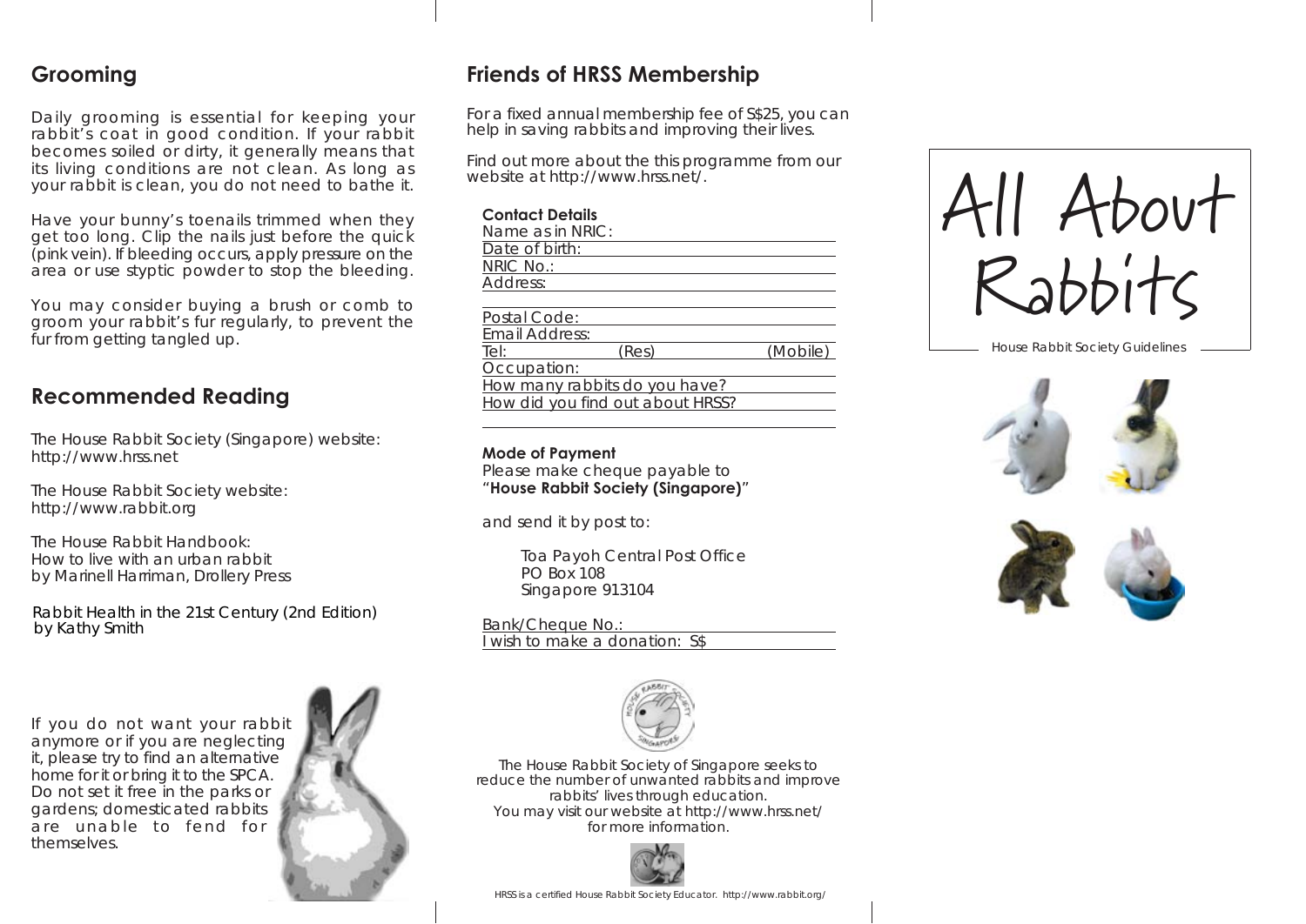## Grooming

Daily grooming is essential for keeping your rabbit's coat in good condition. If your rabbit becomes soiled or dirty, it generally means that its living conditions are not clean. As long as your rabbit is clean, you do not need to bathe it.

Have your bunny's toenails trimmed when they get too long. Clip the nails just before the quick (pink vein). If bleeding occurs, apply pressure on the area or use styptic powder to stop the bleeding.

You may consider buying a brush or comb to groom your rabbit's fur regularly, to prevent the fur from getting tangled up.

## Recommended Reading

The House Rabbit Society (Singapore) website:
http://www.hrss.net

The House Rabbit Society website:
http://www.rabbit.org

The House Rabbit Handbook:
How to live with an urban rabbit
by Marinell Harriman, Drollery Press

Rabbit Health in the 21st Century (2nd Edition)
by Kathy Smith

If you do not want your rabbit anymore or if you are neglecting it, please try to find an alternative home for it or bring it to the SPCA. Do not set it free in the parks or gardens; domesticated rabbits are unable to fend for themselves.

## Friends of HRSS Membership

For a fixed annual membership fee of S$25, you can help in saving rabbits and improving their lives.

Find out more about the this programme from our website at http://www.hrss.net/.

**Contact Details**

Name as in NRIC: ____________________

Date of birth: ____________________

NRIC No.: ____________________

Address: ____________________

____________________

Postal Code: ____________________

Email Address: ____________________

Tel: __________ (Res) __________ (Mobile)

Occupation: ____________________

How many rabbits do you have? ____________________

How did you find out about HRSS? ____________________

____________________

**Mode of Payment**

Please make cheque payable to "**House Rabbit Society (Singapore)**"

and send it by post to:

Toa Payoh Central Post Office
PO Box 108
Singapore 913104

Bank/Cheque No.: ____________________

I wish to make a donation: S$ ____________________

The House Rabbit Society of Singapore seeks to reduce the number of unwanted rabbits and improve rabbits' lives through education.
You may visit our website at http://www.hrss.net/ for more information.

HRSS is a certified House Rabbit Society Educator. http://www.rabbit.org/

# All About Rabbits

House Rabbit Society Guidelines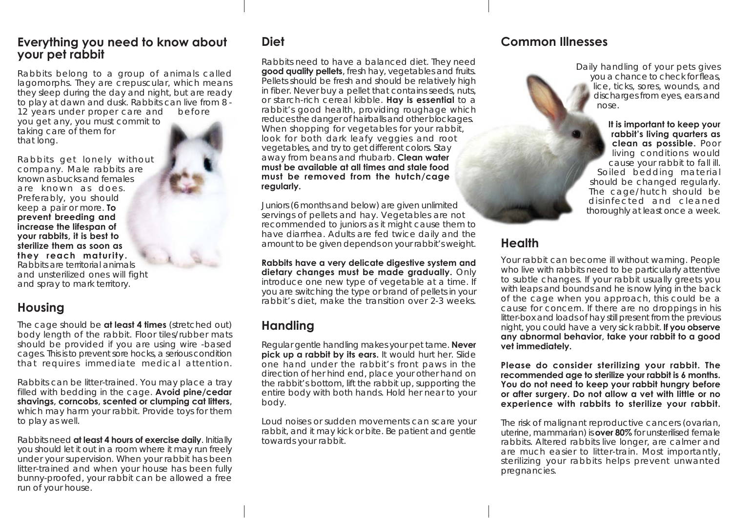## Everything you need to know about your pet rabbit

Rabbits belong to a group of animals called lagomorphs. They are crepuscular, which means they sleep during the day and night, but are ready to play at dawn and dusk. Rabbits can live from 8 - 12 years under proper care and before you get any, you must commit to taking care of them for that long.

Rabbits get lonely without company. Male rabbits are known as bucks and females are known as does. Preferably, you should keep a pair or more. **To prevent breeding and increase the lifespan of your rabbits, it is best to sterilize them as soon as they reach maturity.** Rabbits are territorial animals and unsterilized ones will fight and spray to mark territory.

## Housing

The cage should be **at least 4 times** (stretched out) body length of the rabbit. Floor tiles/rubber mats should be provided if you are using wire -based cages. This is to prevent sore hocks, a serious condition that requires immediate medical attention.

Rabbits can be litter-trained. You may place a tray filled with bedding in the cage. **Avoid pine/cedar shavings, corncobs, scented or clumping cat litters**, which may harm your rabbit. Provide toys for them to play as well.

Rabbits need **at least 4 hours of exercise daily**. Initially you should let it out in a room where it may run freely under your supervision. When your rabbit has been litter-trained and when your house has been fully bunny-proofed, your rabbit can be allowed a free run of your house.

## Diet

Rabbits need to have a balanced diet. They need **good quality pellets**, fresh hay, vegetables and fruits. Pellets should be fresh and should be relatively high in fiber. Never buy a pellet that contains seeds, nuts, or starch-rich cereal kibble. **Hay is essential** to a rabbit's good health, providing roughage which reduces the danger of hairballs and other blockages. When shopping for vegetables for your rabbit, look for both dark leafy veggies and root vegetables, and try to get different colors. Stay away from beans and rhubarb. **Clean water must be available at all times and stale food must be removed from the hutch/cage regularly.**

Juniors (6 months and below) are given unlimited servings of pellets and hay. Vegetables are not recommended to juniors as it might cause them to have diarrhea. Adults are fed twice daily and the amount to be given depends on your rabbit's weight.

**Rabbits have a very delicate digestive system and dietary changes must be made gradually.** Only introduce one new type of vegetable at a time. If you are switching the type or brand of pellets in your rabbit's diet, make the transition over 2-3 weeks.

## Handling

Regular gentle handling makes your pet tame. **Never pick up a rabbit by its ears.** It would hurt her. Slide one hand under the rabbit's front paws in the direction of her hind end, place your other hand on the rabbit's bottom, lift the rabbit up, supporting the entire body with both hands. Hold her near to your body.

Loud noises or sudden movements can scare your rabbit, and it may kick or bite. Be patient and gentle towards your rabbit.

## Common Illnesses

Daily handling of your pets gives you a chance to check for fleas, lice, ticks, sores, wounds, and discharges from eyes, ears and nose.

**It is important to keep your rabbit's living quarters as clean as possible.** Poor living conditions would cause your rabbit to fall ill. Soiled bedding material should be changed regularly. The cage/hutch should be disinfected and cleaned thoroughly at least once a week.

## Health

Your rabbit can become ill without warning. People who live with rabbits need to be particularly attentive to subtle changes. If your rabbit usually greets you with leaps and bounds and he is now lying in the back of the cage when you approach, this could be a cause for concern. If there are no droppings in his litter-box and loads of hay still present from the previous night, you could have a very sick rabbit. **If you observe any abnormal behavior, take your rabbit to a good vet immediately.**

**Please do consider sterilizing your rabbit. The recommended age to sterilize your rabbit is 6 months. You do not need to keep your rabbit hungry before or after surgery. Do not allow a vet with little or no experience with rabbits to sterilize your rabbit.**

The risk of malignant reproductive cancers (ovarian, uterine, mammarian) is **over 80%** for unsterilised female rabbits. Altered rabbits live longer, are calmer and are much easier to litter-train. Most importantly, sterilizing your rabbits helps prevent unwanted pregnancies.